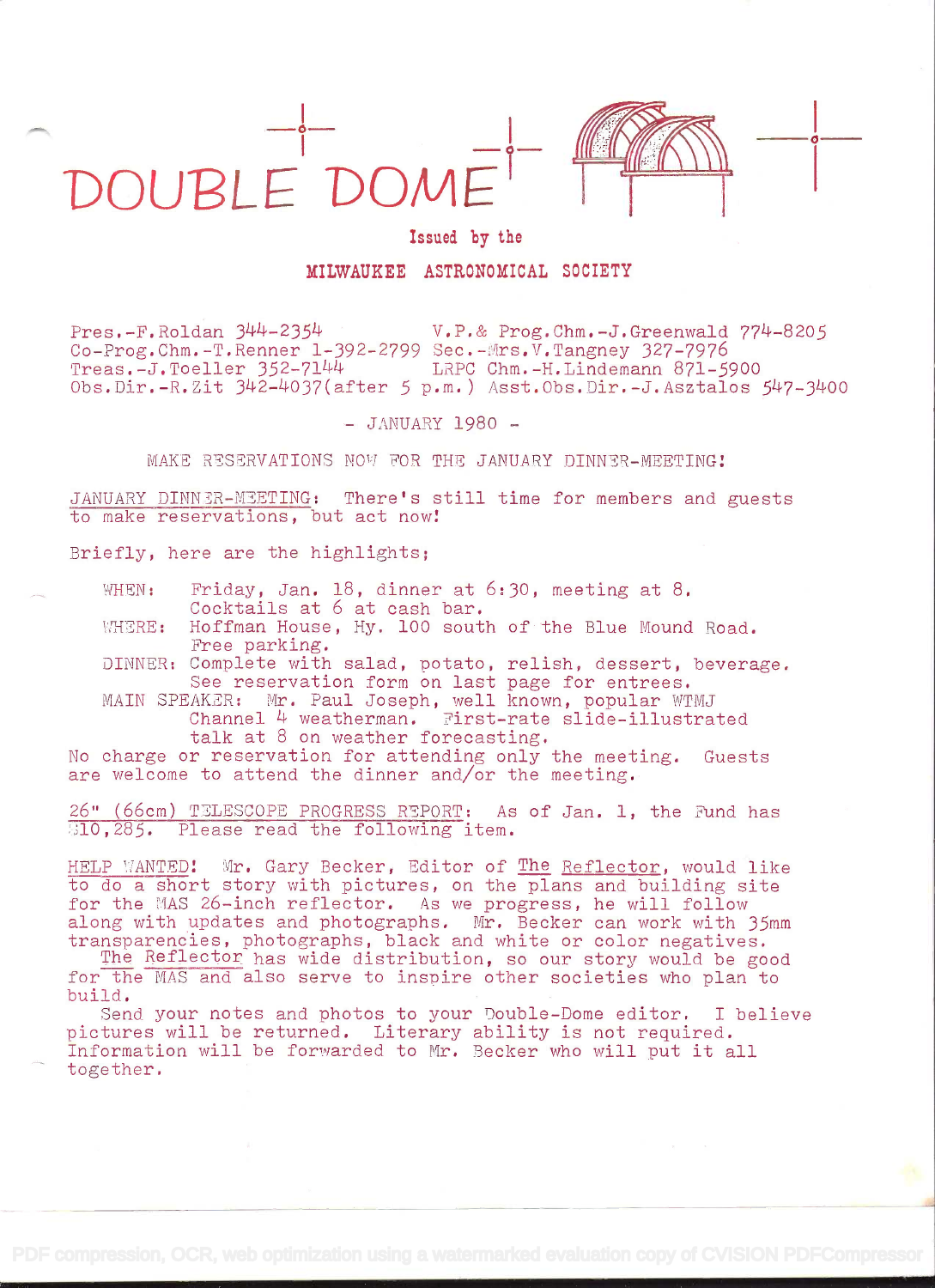# DOUBLE DOME

Issued by the

**MILWAUKEE ASTRONOMICAL SOCIETY**

Pres.-F.Roldan 344-2354  
V.P.& Prog.Chm.-J.Greenwald 774-8205  
Co-Prog.Chm.-T.Renner 1-392-2799  
Sec.-Mrs.V.Tangney 327-7976  
Treas.-J.Toeller 352-7144  
LRPC Chm.-H.Lindemann 871-5900  
Obs.Dir.-R.Zit 342-4037(after 5 p.m.)  
Asst.Obs.Dir.-J.Asztalos 547-3400

\- JANUARY 1980 -

MAKE RESERVATIONS NOW FOR THE JANUARY DINNER-MEETING!

JANUARY DINNER-MEETING: There's still time for members and guests to make reservations, but act now!

Briefly, here are the highlights;

- WHEN: Friday, Jan. 18, dinner at 6:30, meeting at 8. Cocktails at 6 at cash bar.
- WHERE: Hoffman House, Hy. 100 south of the Blue Mound Road. Free parking.
- DINNER: Complete with salad, potato, relish, dessert, beverage. See reservation form on last page for entrees.
- MAIN SPEAKER: Mr. Paul Joseph, well known, popular WTMJ Channel 4 weatherman. First-rate slide-illustrated talk at 8 on weather forecasting.

No charge or reservation for attending only the meeting. Guests are welcome to attend the dinner and/or the meeting.

26" (66cm) TELESCOPE PROGRESS REPORT: As of Jan. 1, the Fund has $10,285. Please read the following item.

HELP WANTED! Mr. Gary Becker, Editor of The Reflector, would like to do a short story with pictures, on the plans and building site for the MAS 26-inch reflector. As we progress, he will follow along with updates and photographs. Mr. Becker can work with 35mm transparencies, photographs, black and white or color negatives.

The Reflector has wide distribution, so our story would be good for the MAS and also serve to inspire other societies who plan to build.

Send your notes and photos to your Double-Dome editor. I believe pictures will be returned. Literary ability is not required. Information will be forwarded to Mr. Becker who will put it all together.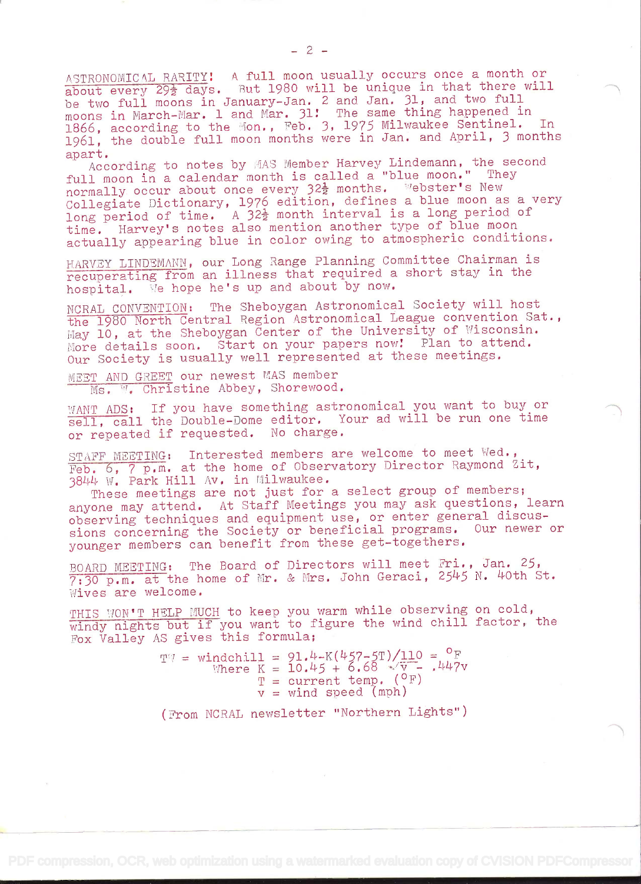ASTRONOMICAL RARITY! A full moon usually occurs once a month or about every 29½ days. But 1980 will be unique in that there will be two full moons in January-Jan. 2 and Jan. 31, and two full moons in March-Mar. 1 and Mar. 31! The same thing happened in 1866, according to the Mon., Feb. 3, 1975 Milwaukee Sentinel. In 1961, the double full moon months were in Jan. and April, 3 months apart.

According to notes by MAS Member Harvey Lindemann, the second full moon in a calendar month is called a "blue moon." They normally occur about once every 32½ months. Webster's New Collegiate Dictionary, 1976 edition, defines a blue moon as a very long period of time. A 32½ month interval is a long period of time. Harvey's notes also mention another type of blue moon actually appearing blue in color owing to atmospheric conditions.

HARVEY LINDEMANN, our Long Range Planning Committee Chairman is recuperating from an illness that required a short stay in the hospital. We hope he's up and about by now.

NCRAL CONVENTION: The Sheboygan Astronomical Society will host the 1980 North Central Region Astronomical League convention Sat., May 10, at the Sheboygan Center of the University of Wisconsin. More details soon. Start on your papers now! Plan to attend. Our Society is usually well represented at these meetings.

MEET AND GREET our newest MAS member
Ms. W. Christine Abbey, Shorewood.

WANT ADS: If you have something astronomical you want to buy or sell, call the Double-Dome editor. Your ad will be run one time or repeated if requested. No charge.

STAFF MEETING: Interested members are welcome to meet Wed., Feb. 6, 7 p.m. at the home of Observatory Director Raymond Zit, 3844 W. Park Hill Av. in Milwaukee.

These meetings are not just for a select group of members; anyone may attend. At Staff Meetings you may ask questions, learn observing techniques and equipment use, or enter general discussions concerning the Society or beneficial programs. Our newer or younger members can benefit from these get-togethers.

BOARD MEETING: The Board of Directors will meet Fri., Jan. 25, 7:30 p.m. at the home of Mr. & Mrs. John Geraci, 2545 N. 40th St. Wives are welcome.

THIS WON'T HELP MUCH to keep you warm while observing on cold, windy nights but if you want to figure the wind chill factor, the Fox Valley AS gives this formula;

$$TW = \text{windchill} = 91.4 - K(457-5T)/110 = {}^{\circ}F$$

$$\text{Where } K = 10.45 + 6.68\sqrt{v} - .447v$$

$$T = \text{current temp. } ({}^{\circ}F)$$

$$v = \text{wind speed (mph)}$$

(From NCRAL newsletter "Northern Lights")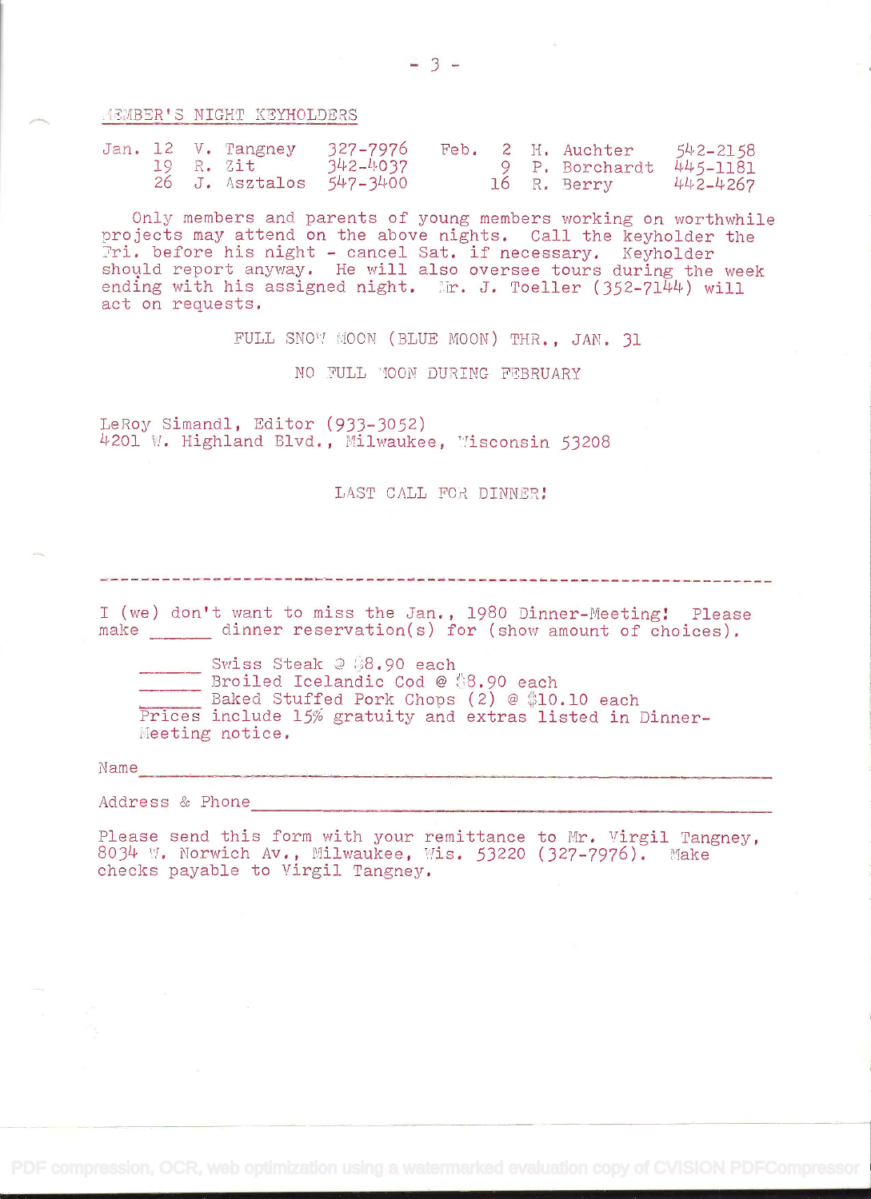MEMBER'S NIGHT KEYHOLDERS

| | | | | | | |
|---|---|---|---|---|---|---|
| Jan. 12 | V. Tangney | 327-7976 | | Feb. 2 | H. Auchter | 542-2158 |
| 19 | R. Zit | 342-4037 | | 9 | P. Borchardt | 445-1181 |
| 26 | J. Asztalos | 547-3400 | | 16 | R. Berry | 442-4267 |

Only members and parents of young members working on worthwhile projects may attend on the above nights. Call the keyholder the Fri. before his night - cancel Sat. if necessary. Keyholder should report anyway. He will also oversee tours during the week ending with his assigned night. Mr. J. Toeller (352-7144) will act on requests.

FULL SNOW MOON (BLUE MOON) THR., JAN. 31

NO FULL MOON DURING FEBRUARY

LeRoy Simandl, Editor (933-3052)
4201 W. Highland Blvd., Milwaukee, Wisconsin 53208

LAST CALL FOR DINNER!

---

I (we) don't want to miss the Jan., 1980 Dinner-Meeting! Please make ______ dinner reservation(s) for (show amount of choices).

______ Swiss Steak @ $8.90 each
______ Broiled Icelandic Cod @ $8.90 each
______ Baked Stuffed Pork Chops (2) @ $10.10 each
Prices include 15% gratuity and extras listed in Dinner-Meeting notice.

Name ________________________________________________

Address & Phone ________________________________________

Please send this form with your remittance to Mr. Virgil Tangney, 8034 W. Norwich Av., Milwaukee, Wis. 53220 (327-7976). Make checks payable to Virgil Tangney.